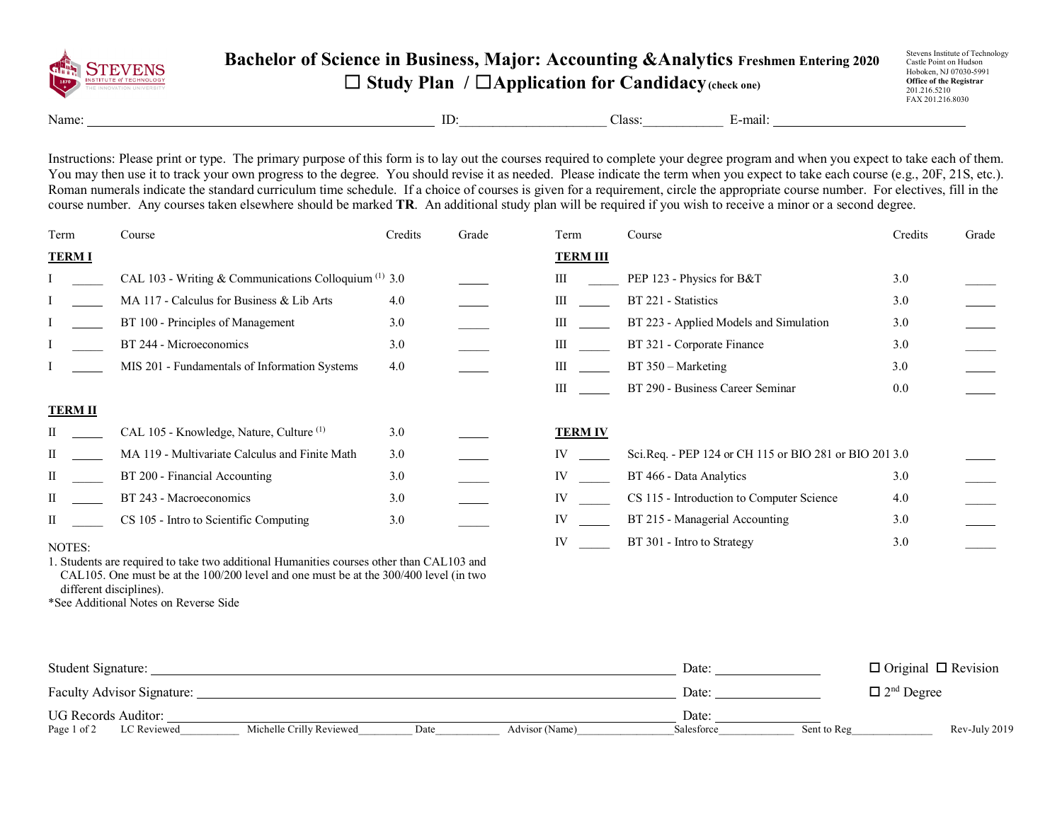# Bachelor of Science in Business, Major: Accounting &Analytics Freshmen Entering 2020

☐ Study Plan / ☐Application for Candidacy (check one)

Stevens Institute of Technology
Castle Point on Hudson
Hoboken, NJ 07030-5991
**Office of the Registrar**
201.216.5210
FAX 201.216.8030

Name: ______________________ ID:______________ Class:__________ E-mail: ______________________

Instructions: Please print or type. The primary purpose of this form is to lay out the courses required to complete your degree program and when you expect to take each of them. You may then use it to track your own progress to the degree. You should revise it as needed. Please indicate the term when you expect to take each course (e.g., 20F, 21S, etc.). Roman numerals indicate the standard curriculum time schedule. If a choice of courses is given for a requirement, circle the appropriate course number. For electives, fill in the course number. Any courses taken elsewhere should be marked **TR**. An additional study plan will be required if you wish to receive a minor or a second degree.

| Term | | Course | Credits | Grade |
|---|---|---|---|---|
| **TERM I** | | | | |
| I | _____ | CAL 103 - Writing & Communications Colloquium [1] | 3.0 | _____ |
| I | _____ | MA 117 - Calculus for Business & Lib Arts | 4.0 | _____ |
| I | _____ | BT 100 - Principles of Management | 3.0 | _____ |
| I | _____ | BT 244 - Microeconomics | 3.0 | _____ |
| I | _____ | MIS 201 - Fundamentals of Information Systems | 4.0 | _____ |
| **TERM II** | | | | |
| II | _____ | CAL 105 - Knowledge, Nature, Culture [1] | 3.0 | _____ |
| II | _____ | MA 119 - Multivariate Calculus and Finite Math | 3.0 | _____ |
| II | _____ | BT 200 - Financial Accounting | 3.0 | _____ |
| II | _____ | BT 243 - Macroeconomics | 3.0 | _____ |
| II | _____ | CS 105 - Intro to Scientific Computing | 3.0 | _____ |
| **TERM III** | | | | |
| III | _____ | PEP 123 - Physics for B&T | 3.0 | _____ |
| III | _____ | BT 221 - Statistics | 3.0 | _____ |
| III | _____ | BT 223 - Applied Models and Simulation | 3.0 | _____ |
| III | _____ | BT 321 - Corporate Finance | 3.0 | _____ |
| III | _____ | BT 350 – Marketing | 3.0 | _____ |
| III | _____ | BT 290 - Business Career Seminar | 0.0 | _____ |
| **TERM IV** | | | | |
| IV | _____ | Sci.Req. - PEP 124 or CH 115 or BIO 281 or BIO 201 | 3.0 | _____ |
| IV | _____ | BT 466 - Data Analytics | 3.0 | _____ |
| IV | _____ | CS 115 - Introduction to Computer Science | 4.0 | _____ |
| IV | _____ | BT 215 - Managerial Accounting | 3.0 | _____ |
| IV | _____ | BT 301 - Intro to Strategy | 3.0 | _____ |

NOTES:

1. Students are required to take two additional Humanities courses other than CAL103 and CAL105. One must be at the 100/200 level and one must be at the 300/400 level (in two different disciplines).

*See Additional Notes on Reverse Side

Student Signature: ______________________ Date: __________ ☐ Original ☐ Revision

Faculty Advisor Signature: ______________________ Date: __________ ☐ 2nd Degree

UG Records Auditor: ______________________ Date: __________

LC Reviewed__________ Michelle Crilly Reviewed__________ Date__________ Advisor (Name)__________ Salesforce__________ Sent to Reg__________ Rev-July 2019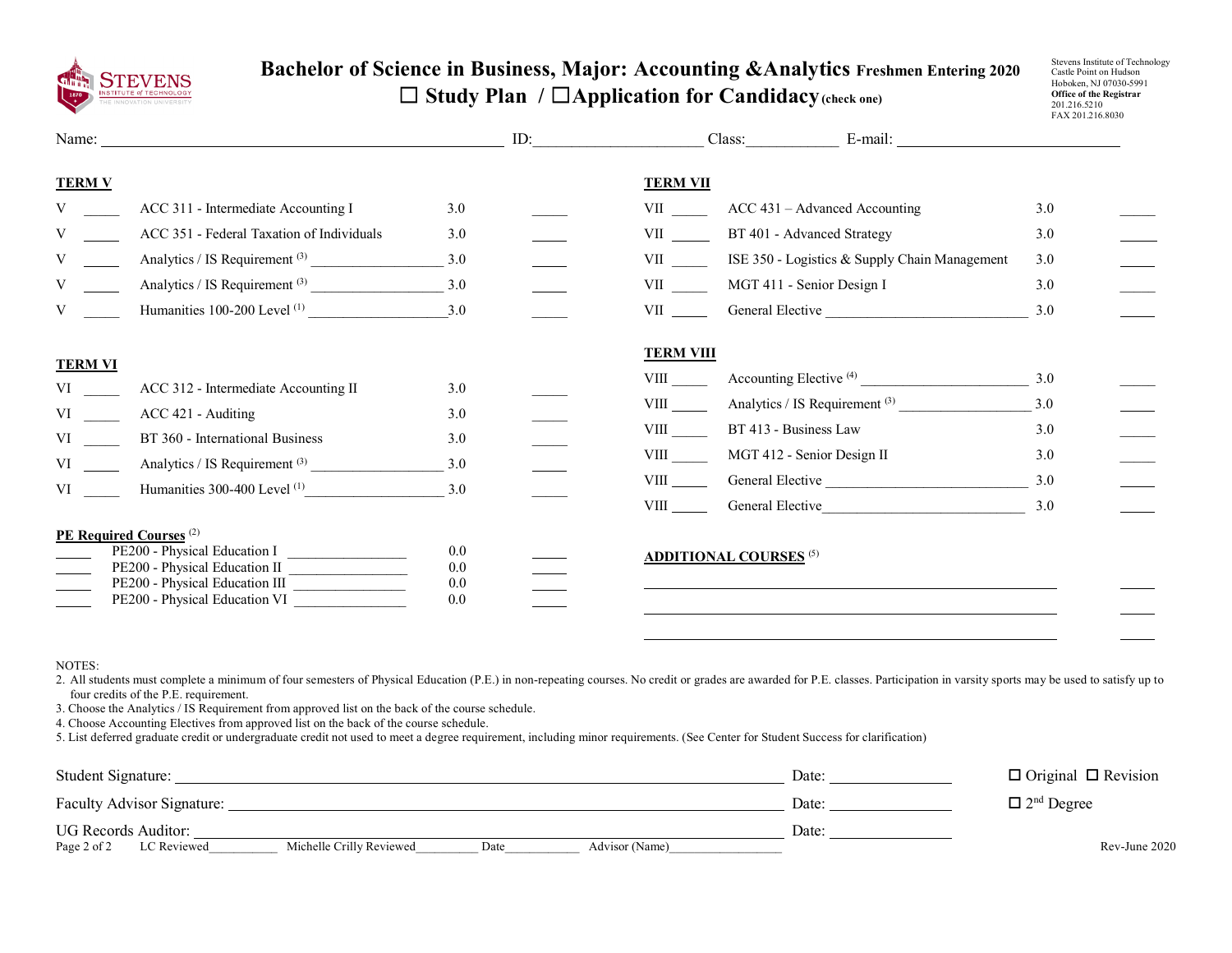# Bachelor of Science in Business, Major: Accounting &Analytics Freshmen Entering 2020

☐ Study Plan / ☐Application for Candidacy (check one)

Stevens Institute of Technology
Castle Point on Hudson
Hoboken, NJ 07030-5991
**Office of the Registrar**
201.216.5210
FAX 201.216.8030

Name: ______________________ ID:______________ Class:__________ E-mail: ______________________

**TERM V**

| | | | | |
|---|---|---|---|---|
| V | _____ | ACC 311 - Intermediate Accounting I | 3.0 | _____ |
| V | _____ | ACC 351 - Federal Taxation of Individuals | 3.0 | _____ |
| V | _____ | Analytics / IS Requirement (3) __________________ | 3.0 | _____ |
| V | _____ | Analytics / IS Requirement (3) __________________ | 3.0 | _____ |
| V | _____ | Humanities 100-200 Level (1) __________________ | 3.0 | _____ |

**TERM VI**

| | | | | |
|---|---|---|---|---|
| VI | _____ | ACC 312 - Intermediate Accounting II | 3.0 | _____ |
| VI | _____ | ACC 421 - Auditing | 3.0 | _____ |
| VI | _____ | BT 360 - International Business | 3.0 | _____ |
| VI | _____ | Analytics / IS Requirement (3) __________________ | 3.0 | _____ |
| VI | _____ | Humanities 300-400 Level (1) __________________ | 3.0 | _____ |

**PE Required Courses** (2)

| | | | |
|---|---|---|---|
| _____ | PE200 - Physical Education I _______________ | 0.0 | _____ |
| _____ | PE200 - Physical Education II _______________ | 0.0 | _____ |
| _____ | PE200 - Physical Education III _______________ | 0.0 | _____ |
| _____ | PE200 - Physical Education VI _______________ | 0.0 | _____ |

**TERM VII**

| | | | | |
|---|---|---|---|---|
| VII | _____ | ACC 431 – Advanced Accounting | 3.0 | _____ |
| VII | _____ | BT 401 - Advanced Strategy | 3.0 | _____ |
| VII | _____ | ISE 350 - Logistics & Supply Chain Management | 3.0 | _____ |
| VII | _____ | MGT 411 - Senior Design I | 3.0 | _____ |
| VII | _____ | General Elective __________________________ | 3.0 | _____ |

**TERM VIII**

| | | | | |
|---|---|---|---|---|
| VIII | _____ | Accounting Elective (4) ______________________ | 3.0 | _____ |
| VIII | _____ | Analytics / IS Requirement (3) __________________ | 3.0 | _____ |
| VIII | _____ | BT 413 - Business Law | 3.0 | _____ |
| VIII | _____ | MGT 412 - Senior Design II | 3.0 | _____ |
| VIII | _____ | General Elective __________________________ | 3.0 | _____ |
| VIII | _____ | General Elective __________________________ | 3.0 | _____ |

**ADDITIONAL COURSES** (5)

______________________________________________ _____

______________________________________________ _____

______________________________________________ _____

NOTES:

2. All students must complete a minimum of four semesters of Physical Education (P.E.) in non-repeating courses. No credit or grades are awarded for P.E. classes. Participation in varsity sports may be used to satisfy up to four credits of the P.E. requirement.
3. Choose the Analytics / IS Requirement from approved list on the back of the course schedule.
4. Choose Accounting Electives from approved list on the back of the course schedule.
5. List deferred graduate credit or undergraduate credit not used to meet a degree requirement, including minor requirements. (See Center for Student Success for clarification)

Student Signature: ______________________________________ Date: ______________ ☐ Original ☐ Revision

Faculty Advisor Signature: ______________________________________ Date: ______________ ☐ 2nd Degree

UG Records Auditor: ______________________________________ Date: ______________

LC Reviewed__________ Michelle Crilly Reviewed_________ Date___________ Advisor (Name)_________________

Rev-June 2020